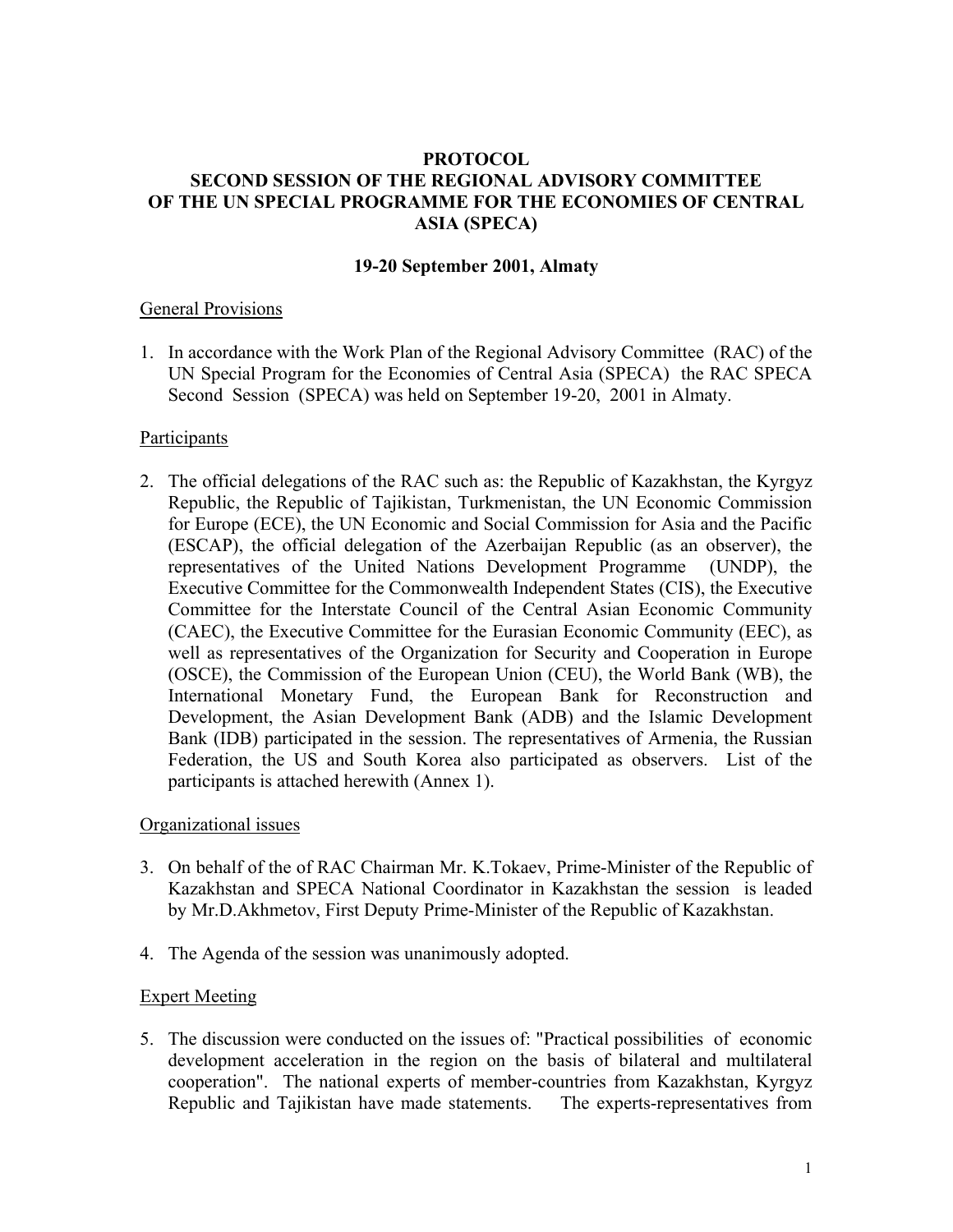# PROTOCOL
# SECOND SESSION OF THE REGIONAL ADVISORY COMMITTEE OF THE UN SPECIAL PROGRAMME FOR THE ECONOMIES OF CENTRAL ASIA (SPECA)

**19-20 September 2001, Almaty**

## General Provisions

1. In accordance with the Work Plan of the Regional Advisory Committee (RAC) of the UN Special Program for the Economies of Central Asia (SPECA) the RAC SPECA Second Session (SPECA) was held on September 19-20, 2001 in Almaty.

## Participants

2. The official delegations of the RAC such as: the Republic of Kazakhstan, the Kyrgyz Republic, the Republic of Tajikistan, Turkmenistan, the UN Economic Commission for Europe (ECE), the UN Economic and Social Commission for Asia and the Pacific (ESCAP), the official delegation of the Azerbaijan Republic (as an observer), the representatives of the United Nations Development Programme (UNDP), the Executive Committee for the Commonwealth Independent States (CIS), the Executive Committee for the Interstate Council of the Central Asian Economic Community (CAEC), the Executive Committee for the Eurasian Economic Community (EEC), as well as representatives of the Organization for Security and Cooperation in Europe (OSCE), the Commission of the European Union (CEU), the World Bank (WB), the International Monetary Fund, the European Bank for Reconstruction and Development, the Asian Development Bank (ADB) and the Islamic Development Bank (IDB) participated in the session. The representatives of Armenia, the Russian Federation, the US and South Korea also participated as observers. List of the participants is attached herewith (Annex 1).

## Organizational issues

3. On behalf of the of RAC Chairman Mr. K.Tokaev, Prime-Minister of the Republic of Kazakhstan and SPECA National Coordinator in Kazakhstan the session is leaded by Mr.D.Akhmetov, First Deputy Prime-Minister of the Republic of Kazakhstan.

4. The Agenda of the session was unanimously adopted.

## Expert Meeting

5. The discussion were conducted on the issues of: "Practical possibilities of economic development acceleration in the region on the basis of bilateral and multilateral cooperation". The national experts of member-countries from Kazakhstan, Kyrgyz Republic and Tajikistan have made statements. The experts-representatives from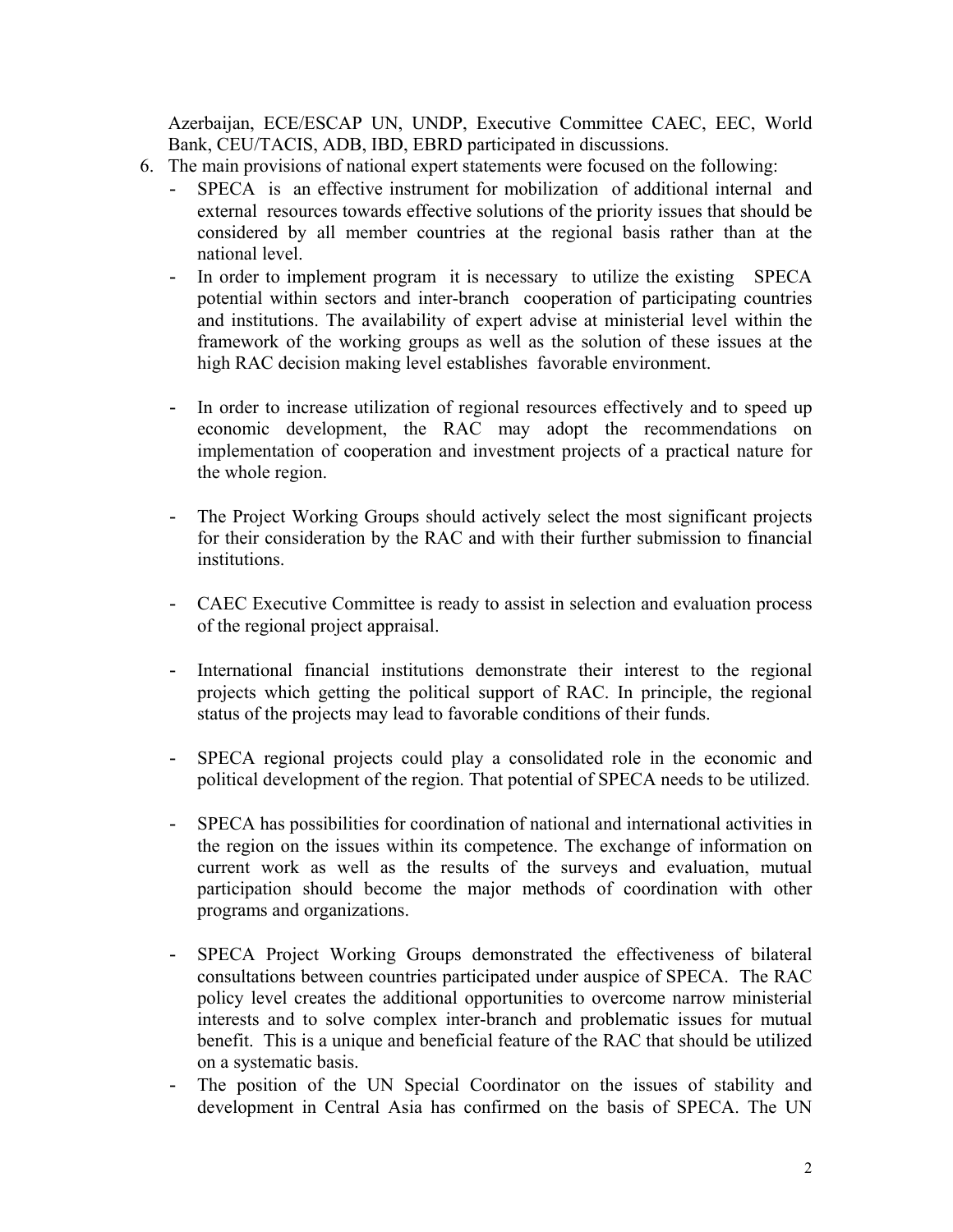Azerbaijan, ECE/ESCAP UN, UNDP, Executive Committee CAEC, EEC, World Bank, CEU/TACIS, ADB, IBD, EBRD participated in discussions.

6. The main provisions of national expert statements were focused on the following:
   - SPECA is an effective instrument for mobilization of additional internal and external resources towards effective solutions of the priority issues that should be considered by all member countries at the regional basis rather than at the national level.
   - In order to implement program it is necessary to utilize the existing SPECA potential within sectors and inter-branch cooperation of participating countries and institutions. The availability of expert advise at ministerial level within the framework of the working groups as well as the solution of these issues at the high RAC decision making level establishes favorable environment.
   - In order to increase utilization of regional resources effectively and to speed up economic development, the RAC may adopt the recommendations on implementation of cooperation and investment projects of a practical nature for the whole region.
   - The Project Working Groups should actively select the most significant projects for their consideration by the RAC and with their further submission to financial institutions.
   - CAEC Executive Committee is ready to assist in selection and evaluation process of the regional project appraisal.
   - International financial institutions demonstrate their interest to the regional projects which getting the political support of RAC. In principle, the regional status of the projects may lead to favorable conditions of their funds.
   - SPECA regional projects could play a consolidated role in the economic and political development of the region. That potential of SPECA needs to be utilized.
   - SPECA has possibilities for coordination of national and international activities in the region on the issues within its competence. The exchange of information on current work as well as the results of the surveys and evaluation, mutual participation should become the major methods of coordination with other programs and organizations.
   - SPECA Project Working Groups demonstrated the effectiveness of bilateral consultations between countries participated under auspice of SPECA. The RAC policy level creates the additional opportunities to overcome narrow ministerial interests and to solve complex inter-branch and problematic issues for mutual benefit. This is a unique and beneficial feature of the RAC that should be utilized on a systematic basis.
   - The position of the UN Special Coordinator on the issues of stability and development in Central Asia has confirmed on the basis of SPECA. The UN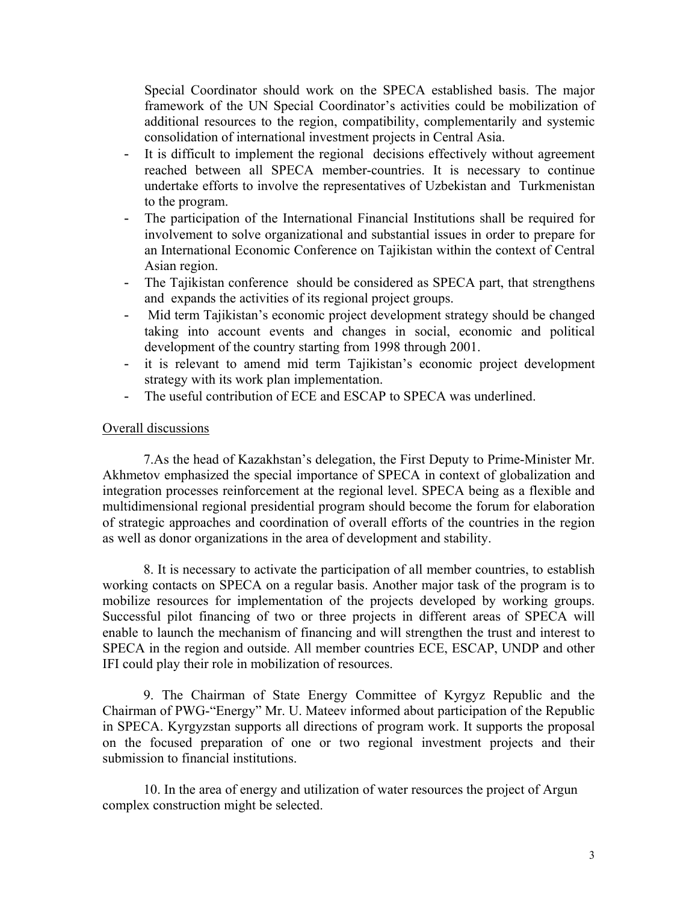Special Coordinator should work on the SPECA established basis. The major framework of the UN Special Coordinator's activities could be mobilization of additional resources to the region, compatibility, complementarily and systemic consolidation of international investment projects in Central Asia.

- It is difficult to implement the regional decisions effectively without agreement reached between all SPECA member-countries. It is necessary to continue undertake efforts to involve the representatives of Uzbekistan and Turkmenistan to the program.
- The participation of the International Financial Institutions shall be required for involvement to solve organizational and substantial issues in order to prepare for an International Economic Conference on Tajikistan within the context of Central Asian region.
- The Tajikistan conference should be considered as SPECA part, that strengthens and expands the activities of its regional project groups.
- Mid term Tajikistan's economic project development strategy should be changed taking into account events and changes in social, economic and political development of the country starting from 1998 through 2001.
- it is relevant to amend mid term Tajikistan's economic project development strategy with its work plan implementation.
- The useful contribution of ECE and ESCAP to SPECA was underlined.

<u>Overall discussions</u>

7.As the head of Kazakhstan's delegation, the First Deputy to Prime-Minister Mr. Akhmetov emphasized the special importance of SPECA in context of globalization and integration processes reinforcement at the regional level. SPECA being as a flexible and multidimensional regional presidential program should become the forum for elaboration of strategic approaches and coordination of overall efforts of the countries in the region as well as donor organizations in the area of development and stability.

8. It is necessary to activate the participation of all member countries, to establish working contacts on SPECA on a regular basis. Another major task of the program is to mobilize resources for implementation of the projects developed by working groups. Successful pilot financing of two or three projects in different areas of SPECA will enable to launch the mechanism of financing and will strengthen the trust and interest to SPECA in the region and outside. All member countries ECE, ESCAP, UNDP and other IFI could play their role in mobilization of resources.

9. The Chairman of State Energy Committee of Kyrgyz Republic and the Chairman of PWG-"Energy" Mr. U. Mateev informed about participation of the Republic in SPECA. Kyrgyzstan supports all directions of program work. It supports the proposal on the focused preparation of one or two regional investment projects and their submission to financial institutions.

10. In the area of energy and utilization of water resources the project of Argun complex construction might be selected.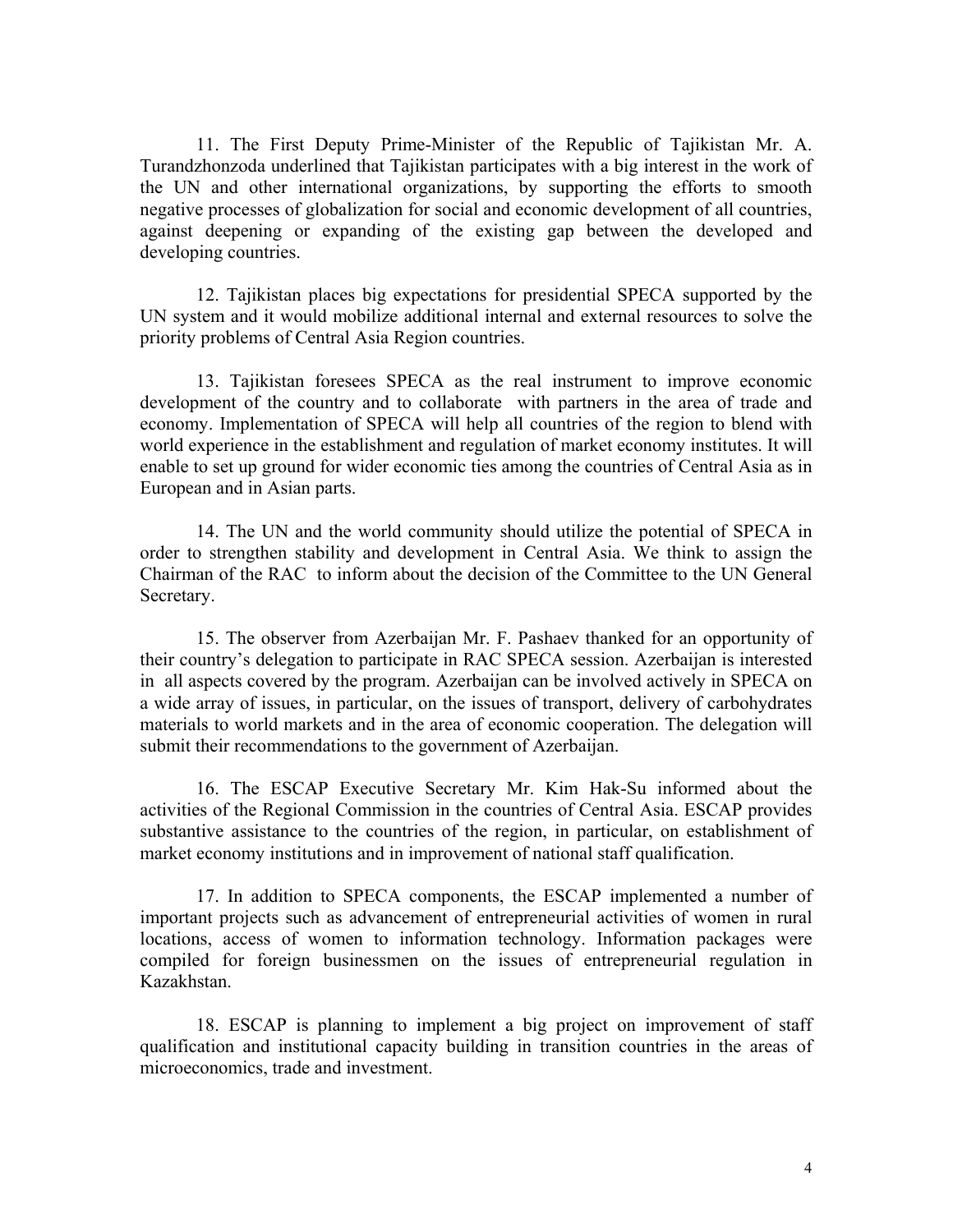11. The First Deputy Prime-Minister of the Republic of Tajikistan Mr. A. Turandzhonzoda underlined that Tajikistan participates with a big interest in the work of the UN and other international organizations, by supporting the efforts to smooth negative processes of globalization for social and economic development of all countries, against deepening or expanding of the existing gap between the developed and developing countries.

12. Tajikistan places big expectations for presidential SPECA supported by the UN system and it would mobilize additional internal and external resources to solve the priority problems of Central Asia Region countries.

13. Tajikistan foresees SPECA as the real instrument to improve economic development of the country and to collaborate with partners in the area of trade and economy. Implementation of SPECA will help all countries of the region to blend with world experience in the establishment and regulation of market economy institutes. It will enable to set up ground for wider economic ties among the countries of Central Asia as in European and in Asian parts.

14. The UN and the world community should utilize the potential of SPECA in order to strengthen stability and development in Central Asia. We think to assign the Chairman of the RAC to inform about the decision of the Committee to the UN General Secretary.

15. The observer from Azerbaijan Mr. F. Pashaev thanked for an opportunity of their country's delegation to participate in RAC SPECA session. Azerbaijan is interested in all aspects covered by the program. Azerbaijan can be involved actively in SPECA on a wide array of issues, in particular, on the issues of transport, delivery of carbohydrates materials to world markets and in the area of economic cooperation. The delegation will submit their recommendations to the government of Azerbaijan.

16. The ESCAP Executive Secretary Mr. Kim Hak-Su informed about the activities of the Regional Commission in the countries of Central Asia. ESCAP provides substantive assistance to the countries of the region, in particular, on establishment of market economy institutions and in improvement of national staff qualification.

17. In addition to SPECA components, the ESCAP implemented a number of important projects such as advancement of entrepreneurial activities of women in rural locations, access of women to information technology. Information packages were compiled for foreign businessmen on the issues of entrepreneurial regulation in Kazakhstan.

18. ESCAP is planning to implement a big project on improvement of staff qualification and institutional capacity building in transition countries in the areas of microeconomics, trade and investment.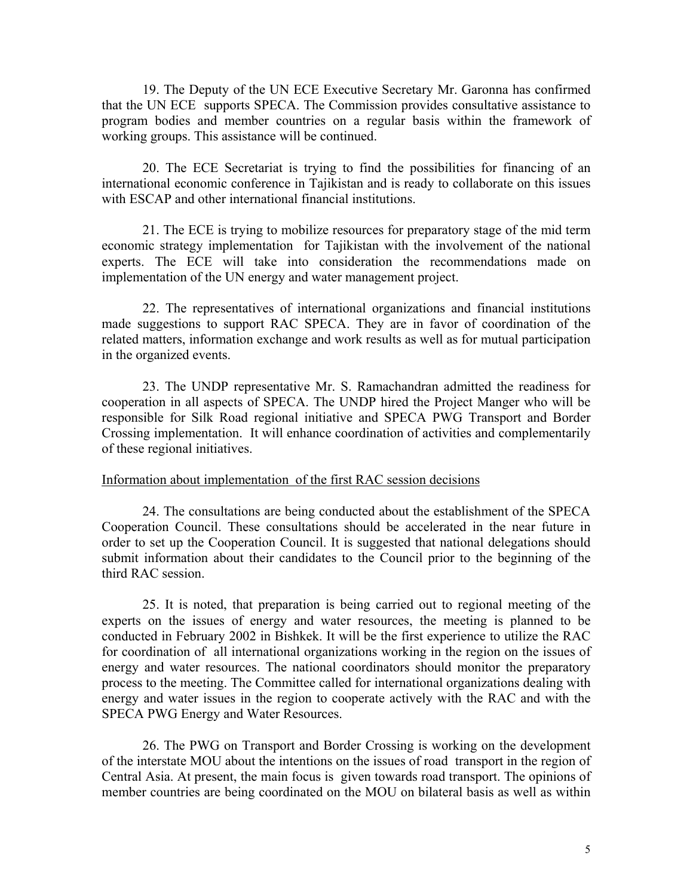19. The Deputy of the UN ECE Executive Secretary Mr. Garonna has confirmed that the UN ECE supports SPECA. The Commission provides consultative assistance to program bodies and member countries on a regular basis within the framework of working groups. This assistance will be continued.

20. The ECE Secretariat is trying to find the possibilities for financing of an international economic conference in Tajikistan and is ready to collaborate on this issues with ESCAP and other international financial institutions.

21. The ECE is trying to mobilize resources for preparatory stage of the mid term economic strategy implementation for Tajikistan with the involvement of the national experts. The ECE will take into consideration the recommendations made on implementation of the UN energy and water management project.

22. The representatives of international organizations and financial institutions made suggestions to support RAC SPECA. They are in favor of coordination of the related matters, information exchange and work results as well as for mutual participation in the organized events.

23. The UNDP representative Mr. S. Ramachandran admitted the readiness for cooperation in all aspects of SPECA. The UNDP hired the Project Manger who will be responsible for Silk Road regional initiative and SPECA PWG Transport and Border Crossing implementation. It will enhance coordination of activities and complementarily of these regional initiatives.

Information about implementation of the first RAC session decisions

24. The consultations are being conducted about the establishment of the SPECA Cooperation Council. These consultations should be accelerated in the near future in order to set up the Cooperation Council. It is suggested that national delegations should submit information about their candidates to the Council prior to the beginning of the third RAC session.

25. It is noted, that preparation is being carried out to regional meeting of the experts on the issues of energy and water resources, the meeting is planned to be conducted in February 2002 in Bishkek. It will be the first experience to utilize the RAC for coordination of all international organizations working in the region on the issues of energy and water resources. The national coordinators should monitor the preparatory process to the meeting. The Committee called for international organizations dealing with energy and water issues in the region to cooperate actively with the RAC and with the SPECA PWG Energy and Water Resources.

26. The PWG on Transport and Border Crossing is working on the development of the interstate MOU about the intentions on the issues of road transport in the region of Central Asia. At present, the main focus is given towards road transport. The opinions of member countries are being coordinated on the MOU on bilateral basis as well as within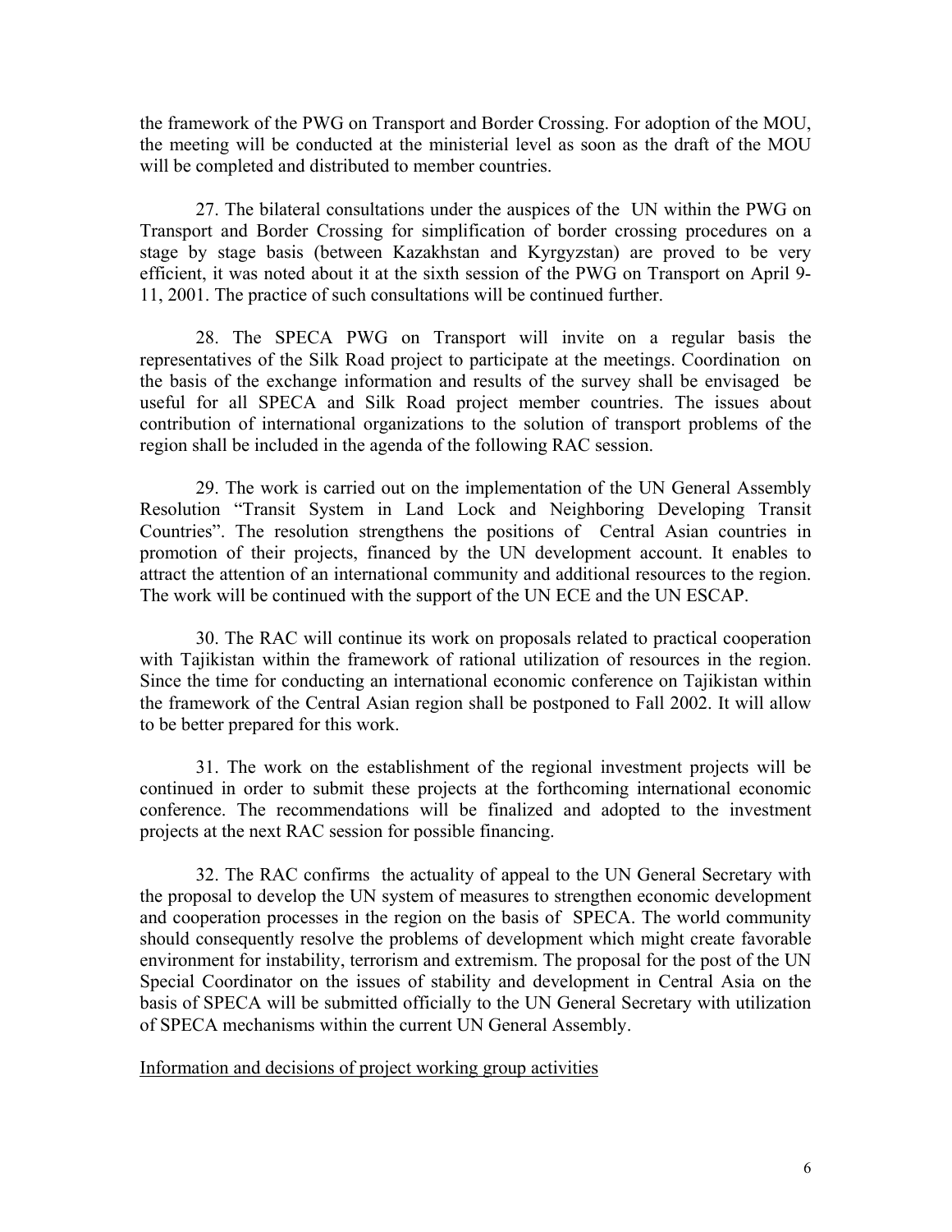the framework of the PWG on Transport and Border Crossing. For adoption of the MOU, the meeting will be conducted at the ministerial level as soon as the draft of the MOU will be completed and distributed to member countries.

27. The bilateral consultations under the auspices of the UN within the PWG on Transport and Border Crossing for simplification of border crossing procedures on a stage by stage basis (between Kazakhstan and Kyrgyzstan) are proved to be very efficient, it was noted about it at the sixth session of the PWG on Transport on April 9-11, 2001. The practice of such consultations will be continued further.

28. The SPECA PWG on Transport will invite on a regular basis the representatives of the Silk Road project to participate at the meetings. Coordination on the basis of the exchange information and results of the survey shall be envisaged be useful for all SPECA and Silk Road project member countries. The issues about contribution of international organizations to the solution of transport problems of the region shall be included in the agenda of the following RAC session.

29. The work is carried out on the implementation of the UN General Assembly Resolution "Transit System in Land Lock and Neighboring Developing Transit Countries". The resolution strengthens the positions of Central Asian countries in promotion of their projects, financed by the UN development account. It enables to attract the attention of an international community and additional resources to the region. The work will be continued with the support of the UN ECE and the UN ESCAP.

30. The RAC will continue its work on proposals related to practical cooperation with Tajikistan within the framework of rational utilization of resources in the region. Since the time for conducting an international economic conference on Tajikistan within the framework of the Central Asian region shall be postponed to Fall 2002. It will allow to be better prepared for this work.

31. The work on the establishment of the regional investment projects will be continued in order to submit these projects at the forthcoming international economic conference. The recommendations will be finalized and adopted to the investment projects at the next RAC session for possible financing.

32. The RAC confirms the actuality of appeal to the UN General Secretary with the proposal to develop the UN system of measures to strengthen economic development and cooperation processes in the region on the basis of SPECA. The world community should consequently resolve the problems of development which might create favorable environment for instability, terrorism and extremism. The proposal for the post of the UN Special Coordinator on the issues of stability and development in Central Asia on the basis of SPECA will be submitted officially to the UN General Secretary with utilization of SPECA mechanisms within the current UN General Assembly.

Information and decisions of project working group activities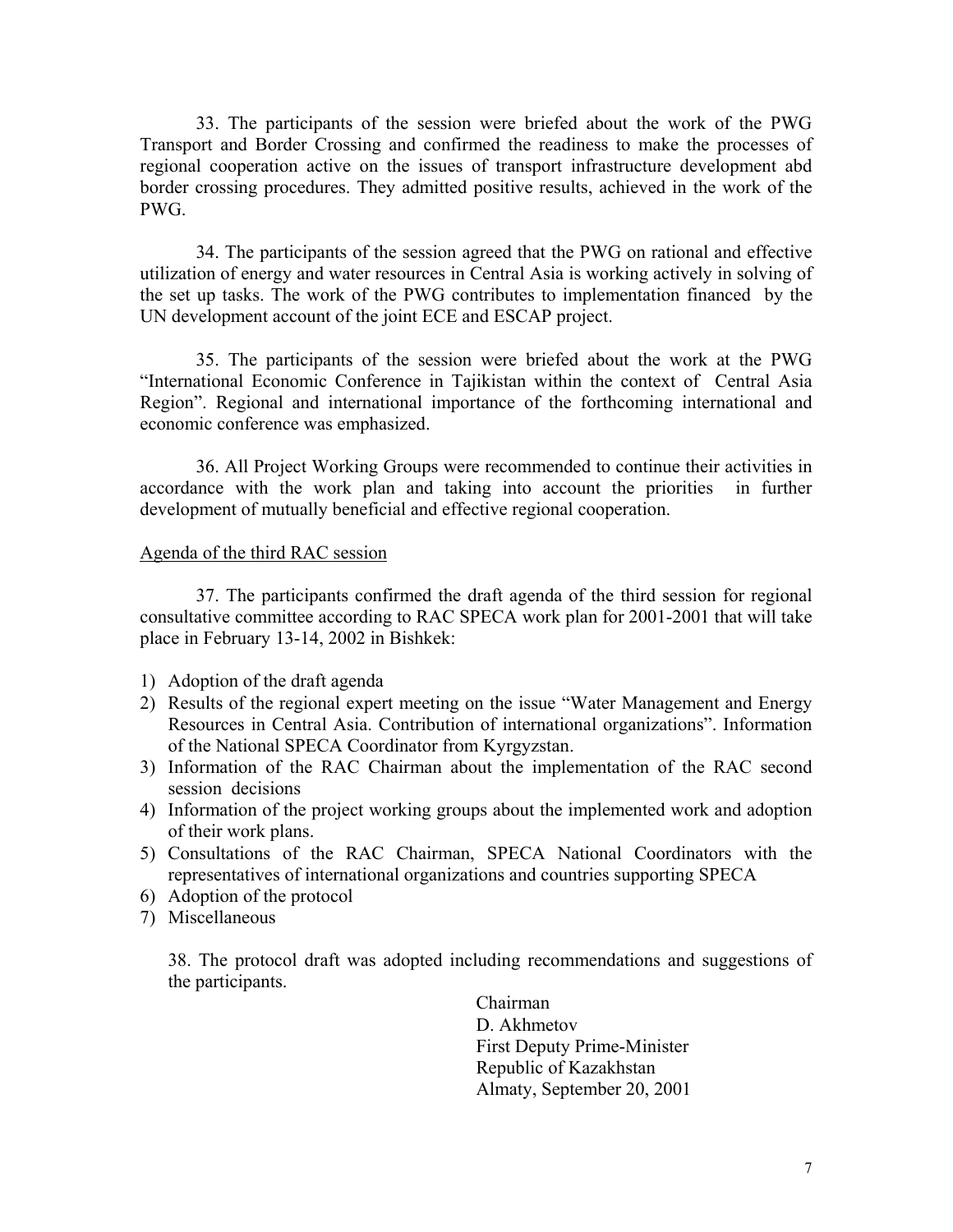33. The participants of the session were briefed about the work of the PWG Transport and Border Crossing and confirmed the readiness to make the processes of regional cooperation active on the issues of transport infrastructure development abd border crossing procedures. They admitted positive results, achieved in the work of the PWG.

34. The participants of the session agreed that the PWG on rational and effective utilization of energy and water resources in Central Asia is working actively in solving of the set up tasks. The work of the PWG contributes to implementation financed by the UN development account of the joint ECE and ESCAP project.

35. The participants of the session were briefed about the work at the PWG "International Economic Conference in Tajikistan within the context of Central Asia Region". Regional and international importance of the forthcoming international and economic conference was emphasized.

36. All Project Working Groups were recommended to continue their activities in accordance with the work plan and taking into account the priorities in further development of mutually beneficial and effective regional cooperation.

Agenda of the third RAC session

37. The participants confirmed the draft agenda of the third session for regional consultative committee according to RAC SPECA work plan for 2001-2001 that will take place in February 13-14, 2002 in Bishkek:

1) Adoption of the draft agenda
2) Results of the regional expert meeting on the issue "Water Management and Energy Resources in Central Asia. Contribution of international organizations". Information of the National SPECA Coordinator from Kyrgyzstan.
3) Information of the RAC Chairman about the implementation of the RAC second session decisions
4) Information of the project working groups about the implemented work and adoption of their work plans.
5) Consultations of the RAC Chairman, SPECA National Coordinators with the representatives of international organizations and countries supporting SPECA
6) Adoption of the protocol
7) Miscellaneous

38. The protocol draft was adopted including recommendations and suggestions of the participants.

Chairman
D. Akhmetov
First Deputy Prime-Minister
Republic of Kazakhstan
Almaty, September 20, 2001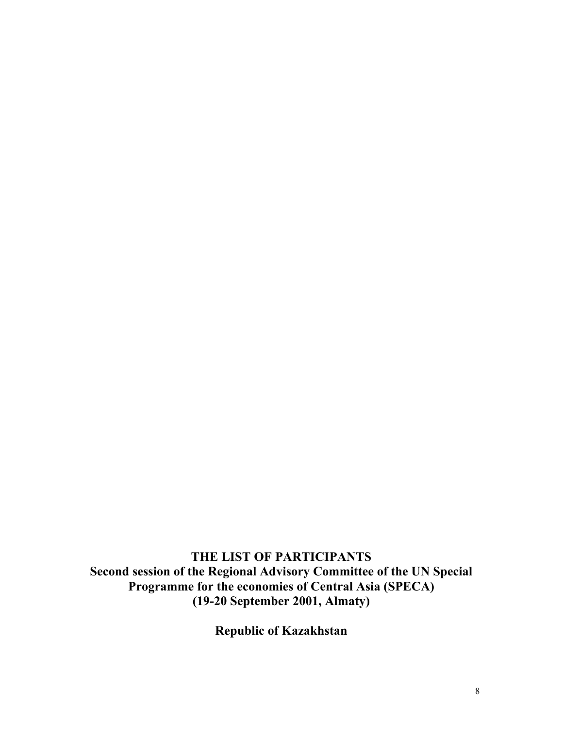**THE LIST OF PARTICIPANTS**
**Second session of the Regional Advisory Committee of the UN Special Programme for the economies of Central Asia (SPECA)**
**(19-20 September 2001, Almaty)**

**Republic of Kazakhstan**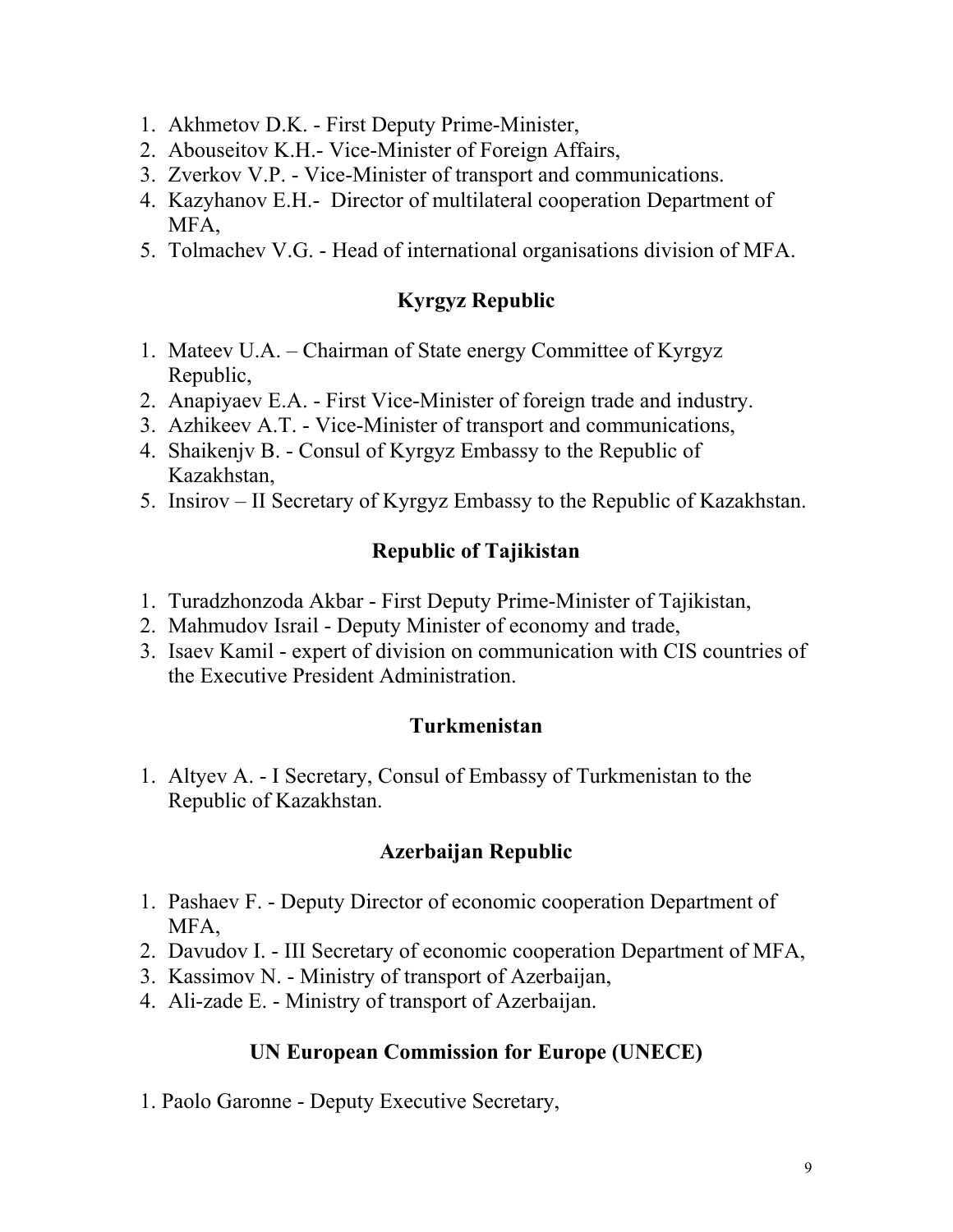1. Akhmetov D.K. - First Deputy Prime-Minister,
2. Abouseitov K.H.- Vice-Minister of Foreign Affairs,
3. Zverkov V.P. - Vice-Minister of transport and communications.
4. Kazyhanov E.H.- Director of multilateral cooperation Department of MFA,
5. Tolmachev V.G. - Head of international organisations division of MFA.

## Kyrgyz Republic

1. Mateev U.A. – Chairman of State energy Committee of Kyrgyz Republic,
2. Anapiyaev E.A. - First Vice-Minister of foreign trade and industry.
3. Azhikeev A.T. - Vice-Minister of transport and communications,
4. Shaikenjv B. - Consul of Kyrgyz Embassy to the Republic of Kazakhstan,
5. Insirov – II Secretary of Kyrgyz Embassy to the Republic of Kazakhstan.

## Republic of Tajikistan

1. Turadzhonzoda Akbar - First Deputy Prime-Minister of Tajikistan,
2. Mahmudov Israil - Deputy Minister of economy and trade,
3. Isaev Kamil - expert of division on communication with CIS countries of the Executive President Administration.

## Turkmenistan

1. Altyev A. - I Secretary, Consul of Embassy of Turkmenistan to the Republic of Kazakhstan.

## Azerbaijan Republic

1. Pashaev F. - Deputy Director of economic cooperation Department of MFA,
2. Davudov I. - III Secretary of economic cooperation Department of MFA,
3. Kassimov N. - Ministry of transport of Azerbaijan,
4. Ali-zade E. - Ministry of transport of Azerbaijan.

## UN European Commission for Europe (UNECE)

1. Paolo Garonne - Deputy Executive Secretary,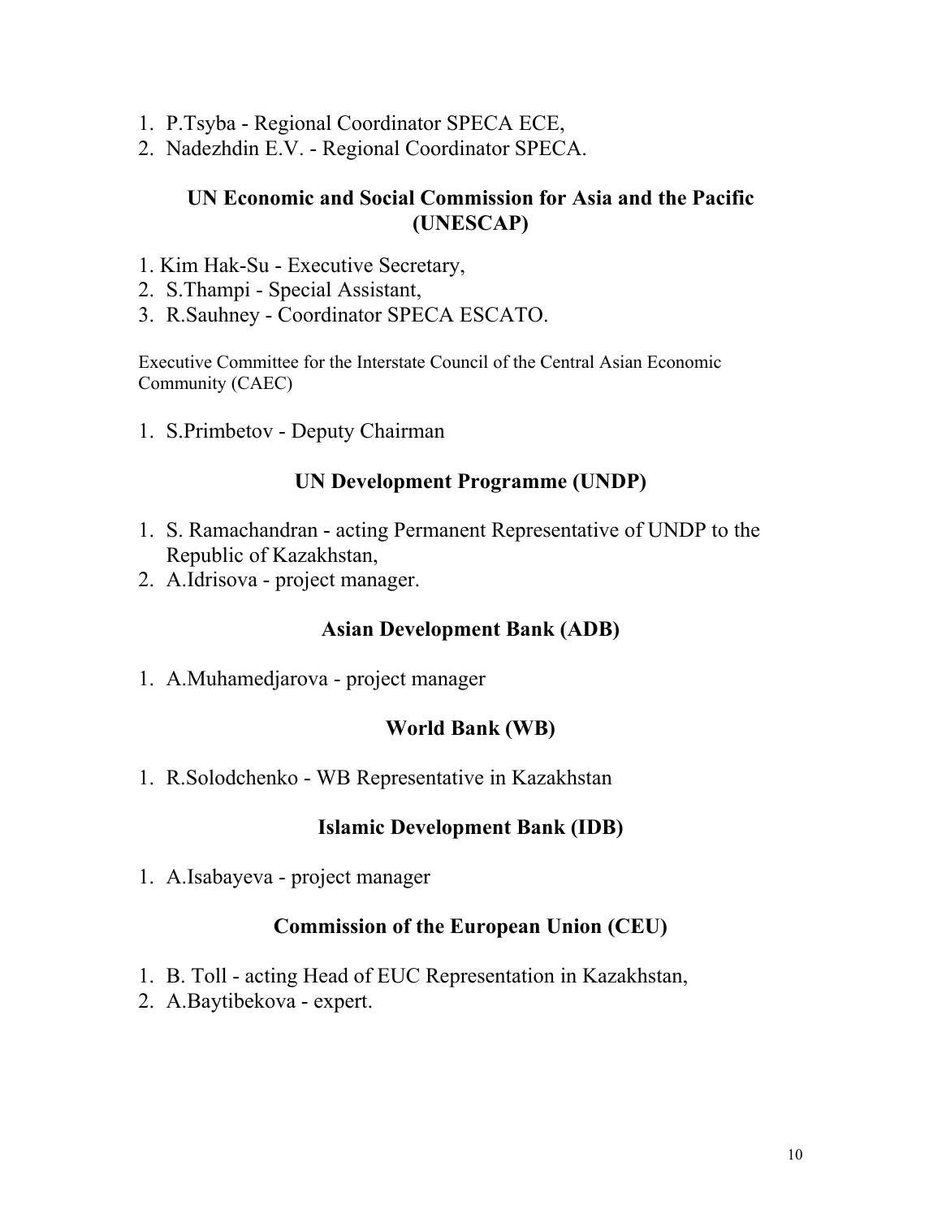1. P.Tsyba - Regional Coordinator SPECA ECE,
2. Nadezhdin E.V. - Regional Coordinator SPECA.

## UN Economic and Social Commission for Asia and the Pacific (UNESCAP)

1. Kim Hak-Su - Executive Secretary,
2. S.Thampi - Special Assistant,
3. R.Sauhney - Coordinator SPECA ESCATO.

Executive Committee for the Interstate Council of the Central Asian Economic Community (CAEC)

1. S.Primbetov - Deputy Chairman

## UN Development Programme (UNDP)

1. S. Ramachandran - acting Permanent Representative of UNDP to the Republic of Kazakhstan,
2. A.Idrisova - project manager.

## Asian Development Bank (ADB)

1. A.Muhamedjarova - project manager

## World Bank (WB)

1. R.Solodchenko - WB Representative in Kazakhstan

## Islamic Development Bank (IDB)

1. A.Isabayeva - project manager

## Commission of the European Union (CEU)

1. B. Toll - acting Head of EUC Representation in Kazakhstan,
2. A.Baytibekova - expert.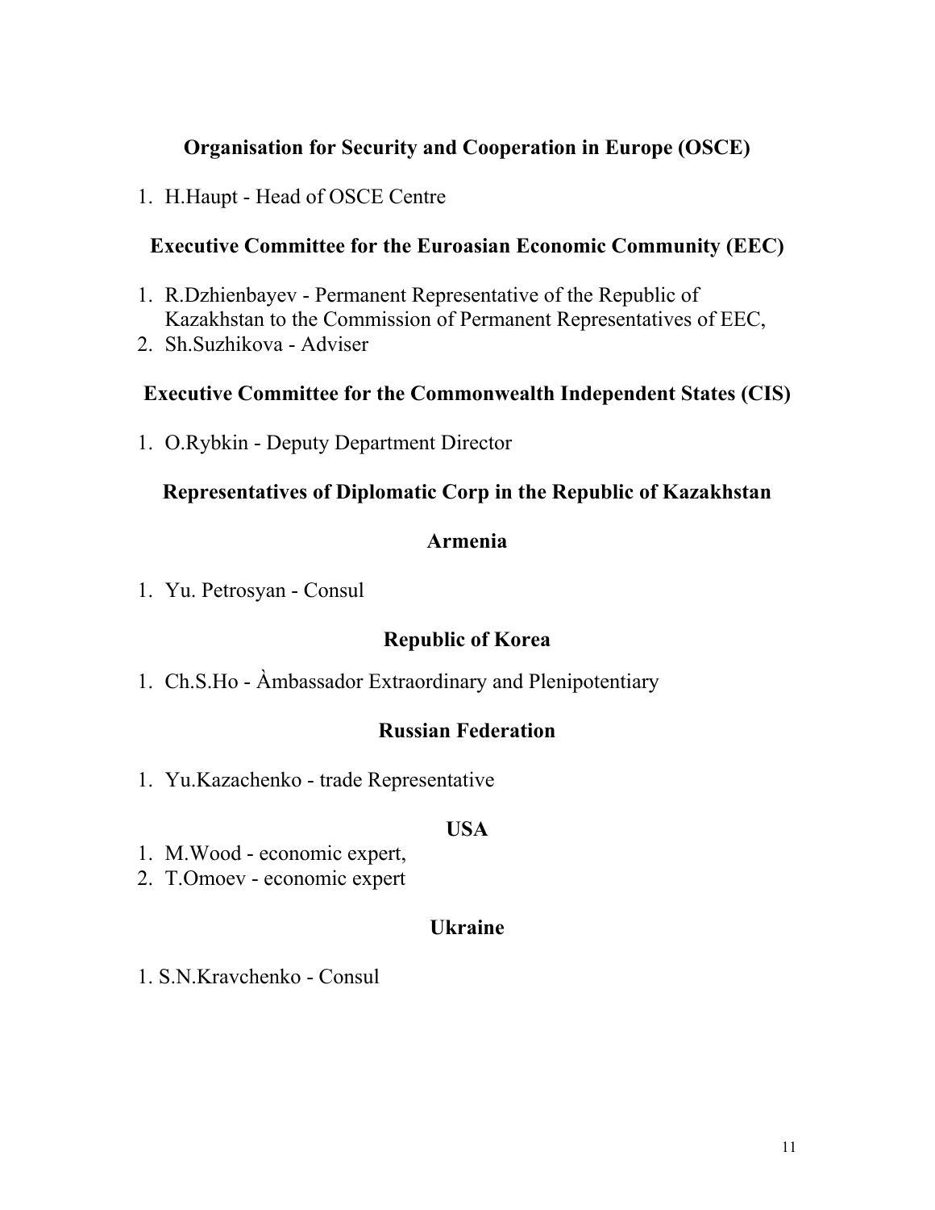## Organisation for Security and Cooperation in Europe (OSCE)

1. H.Haupt - Head of OSCE Centre

## Executive Committee for the Euroasian Economic Community (EEC)

1. R.Dzhienbayev - Permanent Representative of the Republic of Kazakhstan to the Commission of Permanent Representatives of EEC,
2. Sh.Suzhikova - Adviser

## Executive Committee for the Commonwealth Independent States (CIS)

1. O.Rybkin - Deputy Department Director

## Representatives of Diplomatic Corp in the Republic of Kazakhstan

### Armenia

1. Yu. Petrosyan - Consul

### Republic of Korea

1. Ch.S.Ho - Àmbassador Extraordinary and Plenipotentiary

### Russian Federation

1. Yu.Kazachenko - trade Representative

### USA

1. M.Wood - economic expert,
2. T.Omoev - economic expert

### Ukraine

1. S.N.Kravchenko - Consul